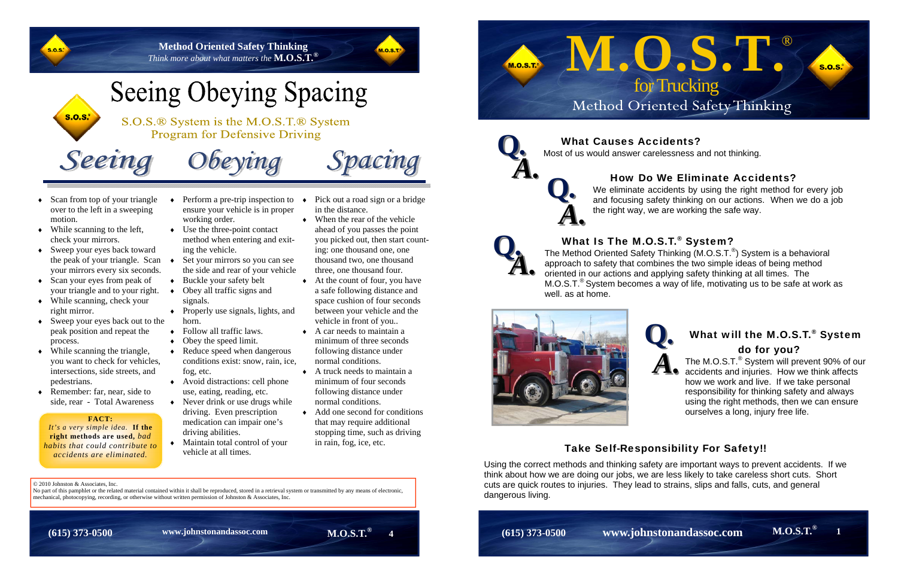**Method Oriented Safety Thinking**

*Think more about what matters the* **M.O.S.T.®**

# Seeing Obeying Spacing

S.O.S.® System is the M.O.S.T.® System
Program for Defensive Driving

## Seeing

- Scan from top of your triangle over to the left in a sweeping motion.
- While scanning to the left, check your mirrors.
- Sweep your eyes back toward the peak of your triangle. Scan your mirrors every six seconds.
- Scan your eyes from peak of your triangle and to your right.
- While scanning, check your right mirror.
- Sweep your eyes back out to the peak position and repeat the process.
- While scanning the triangle, you want to check for vehicles, intersections, side streets, and pedestrians.
- Remember: far, near, side to side, rear - Total Awareness

**FACT:**
*It's a very simple idea.* **If the right methods are used,** *bad habits that could contribute to accidents are eliminated.*

## Obeying

- Perform a pre-trip inspection to ensure your vehicle is in proper working order.
- Use the three-point contact method when entering and exiting the vehicle.
- Set your mirrors so you can see the side and rear of your vehicle
- Buckle your safety belt
- Obey all traffic signs and signals.
- Properly use signals, lights, and horn.
- Follow all traffic laws.
- Obey the speed limit.
- Reduce speed when dangerous conditions exist: snow, rain, ice, fog, etc.
- Avoid distractions: cell phone use, eating, reading, etc.
- Never drink or use drugs while driving. Even prescription medication can impair one's driving abilities.
- Maintain total control of your vehicle at all times.

## Spacing

- Pick out a road sign or a bridge in the distance.
- When the rear of the vehicle ahead of you passes the point you picked out, then start counting: one thousand one, one thousand two, one thousand three, one thousand four.
- At the count of four, you have a safe following distance and space cushion of four seconds between your vehicle and the vehicle in front of you..
- A car needs to maintain a minimum of three seconds following distance under normal conditions.
- A truck needs to maintain a minimum of four seconds following distance under normal conditions.
- Add one second for conditions that may require additional stopping time, such as driving in rain, fog, ice, etc.

© 2010 Johnston & Associates, Inc.
No part of this pamphlet or the related material contained within it shall be reproduced, stored in a retrieval system or transmitted by any means of electronic, mechanical, photocopying, recording, or otherwise without written permission of Johnston & Associates, Inc.

(615) 373-0500 www.johnstonandassoc.com M.O.S.T.®

# M.O.S.T.®

## for Trucking

### Method Oriented Safety Thinking

**Q. What Causes Accidents?**

**A.** Most of us would answer carelessness and not thinking.

**Q. How Do We Eliminate Accidents?**

**A.** We eliminate accidents by using the right method for every job and focusing safety thinking on our actions. When we do a job the right way, we are working the safe way.

**Q. What Is The M.O.S.T.® System?**

**A.** The Method Oriented Safety Thinking (M.O.S.T.®) System is a behavioral approach to safety that combines the two simple ideas of being method oriented in our actions and applying safety thinking at all times. The M.O.S.T.® System becomes a way of life, motivating us to be safe at work as well. as at home.

**Q. What will the M.O.S.T.® System do for you?**

**A.** The M.O.S.T.® System will prevent 90% of our accidents and injuries. How we think affects how we work and live. If we take personal responsibility for thinking safety and always using the right methods, then we can ensure ourselves a long, injury free life.

## Take Self-Responsibility For Safety!!

Using the correct methods and thinking safety are important ways to prevent accidents. If we think about how we are doing our jobs, we are less likely to take careless short cuts. Short cuts are quick routes to injuries. They lead to strains, slips and falls, cuts, and general dangerous living.

(615) 373-0500 www.johnstonandassoc.com M.O.S.T.®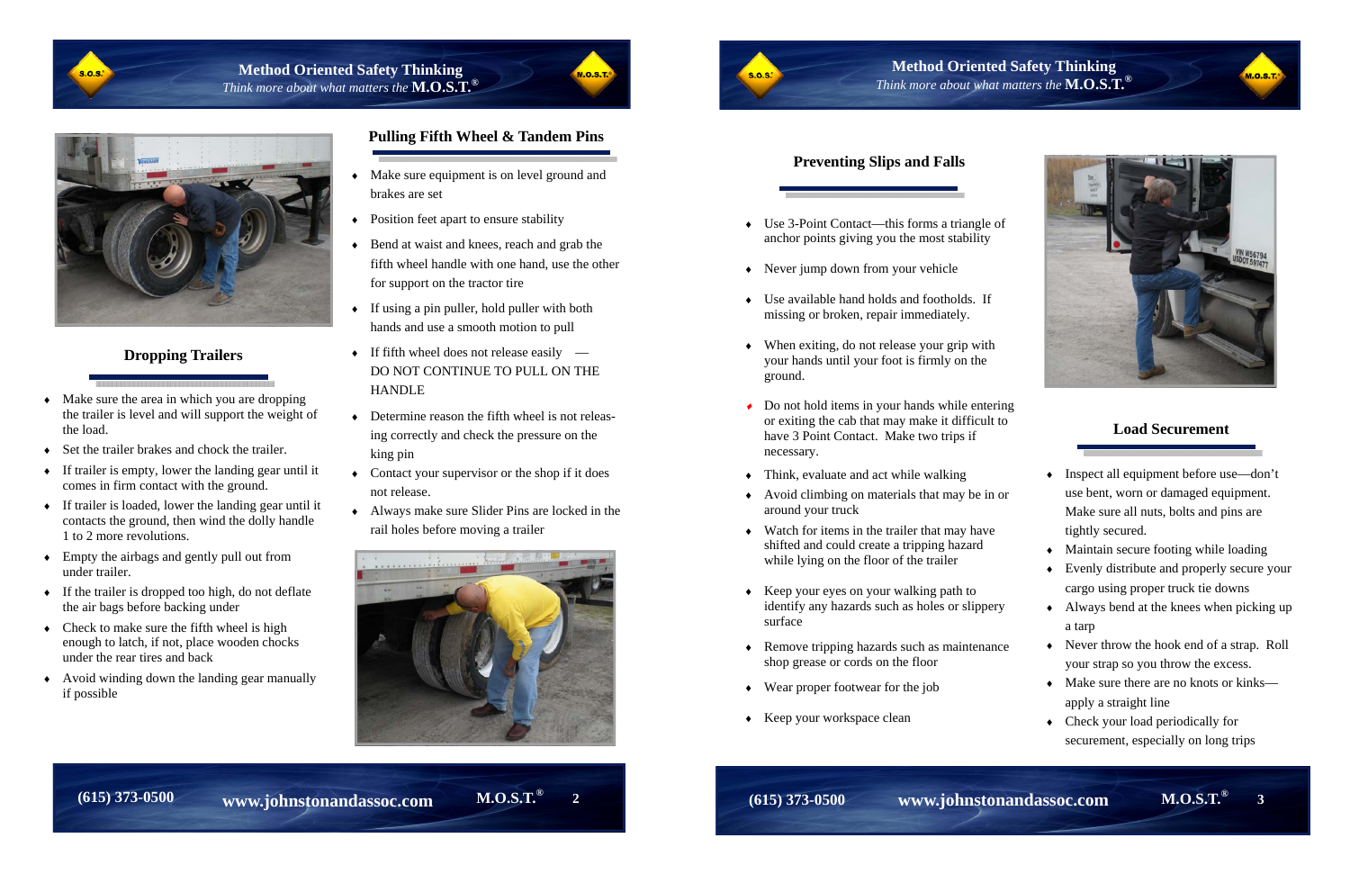## Dropping Trailers

- Make sure the area in which you are dropping the trailer is level and will support the weight of the load.
- Set the trailer brakes and chock the trailer.
- If trailer is empty, lower the landing gear until it comes in firm contact with the ground.
- If trailer is loaded, lower the landing gear until it contacts the ground, then wind the dolly handle 1 to 2 more revolutions.
- Empty the airbags and gently pull out from under trailer.
- If the trailer is dropped too high, do not deflate the air bags before backing under
- Check to make sure the fifth wheel is high enough to latch, if not, place wooden chocks under the rear tires and back
- Avoid winding down the landing gear manually if possible

## Pulling Fifth Wheel & Tandem Pins

- Make sure equipment is on level ground and brakes are set
- Position feet apart to ensure stability
- Bend at waist and knees, reach and grab the fifth wheel handle with one hand, use the other for support on the tractor tire
- If using a pin puller, hold puller with both hands and use a smooth motion to pull
- If fifth wheel does not release easily — DO NOT CONTINUE TO PULL ON THE HANDLE
- Determine reason the fifth wheel is not releasing correctly and check the pressure on the king pin
- Contact your supervisor or the shop if it does not release.
- Always make sure Slider Pins are locked in the rail holes before moving a trailer

## Preventing Slips and Falls

- Use 3-Point Contact—this forms a triangle of anchor points giving you the most stability
- Never jump down from your vehicle
- Use available hand holds and footholds. If missing or broken, repair immediately.
- When exiting, do not release your grip with your hands until your foot is firmly on the ground.
- Do not hold items in your hands while entering or exiting the cab that may make it difficult to have 3 Point Contact. Make two trips if necessary.
- Think, evaluate and act while walking
- Avoid climbing on materials that may be in or around your truck
- Watch for items in the trailer that may have shifted and could create a tripping hazard while lying on the floor of the trailer
- Keep your eyes on your walking path to identify any hazards such as holes or slippery surface
- Remove tripping hazards such as maintenance shop grease or cords on the floor
- Wear proper footwear for the job
- Keep your workspace clean

## Load Securement

- Inspect all equipment before use—don't use bent, worn or damaged equipment. Make sure all nuts, bolts and pins are tightly secured.
- Maintain secure footing while loading
- Evenly distribute and properly secure your cargo using proper truck tie downs
- Always bend at the knees when picking up a tarp
- Never throw the hook end of a strap. Roll your strap so you throw the excess.
- Make sure there are no knots or kinks—apply a straight line
- Check your load periodically for securement, especially on long trips